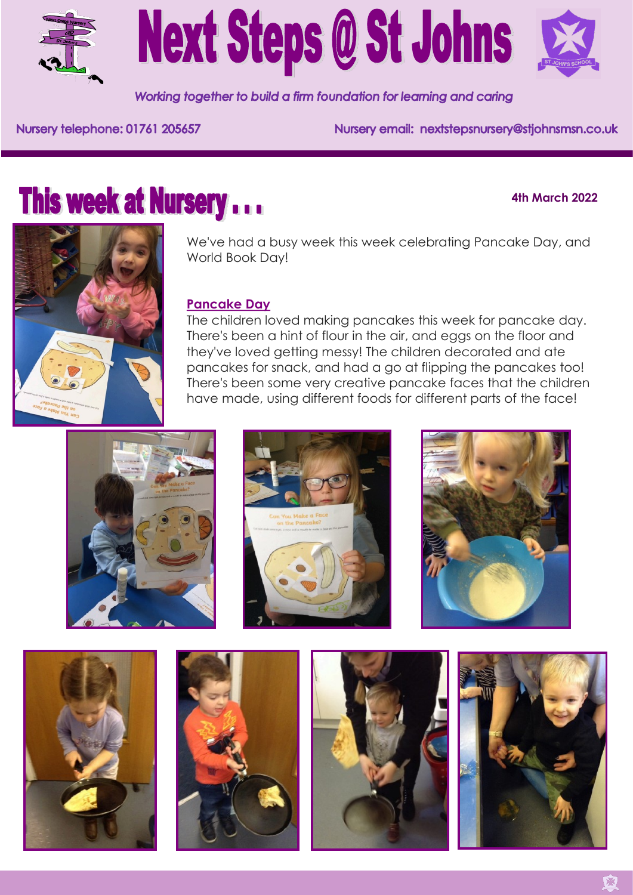# Next Steps @ St Johns

*Working together to build a firm foundation for learning and caring*

Nursery telephone: 01761 205657

Nursery email: nextstepsnursery@stjohnsmsn.co.uk

## This week at Nursery . . .

**4th March 2022**

We've had a busy week this week celebrating Pancake Day, and World Book Day!

### Pancake Day

The children loved making pancakes this week for pancake day. There's been a hint of flour in the air, and eggs on the floor and they've loved getting messy! The children decorated and ate pancakes for snack, and had a go at flipping the pancakes too! There's been some very creative pancake faces that the children have made, using different foods for different parts of the face!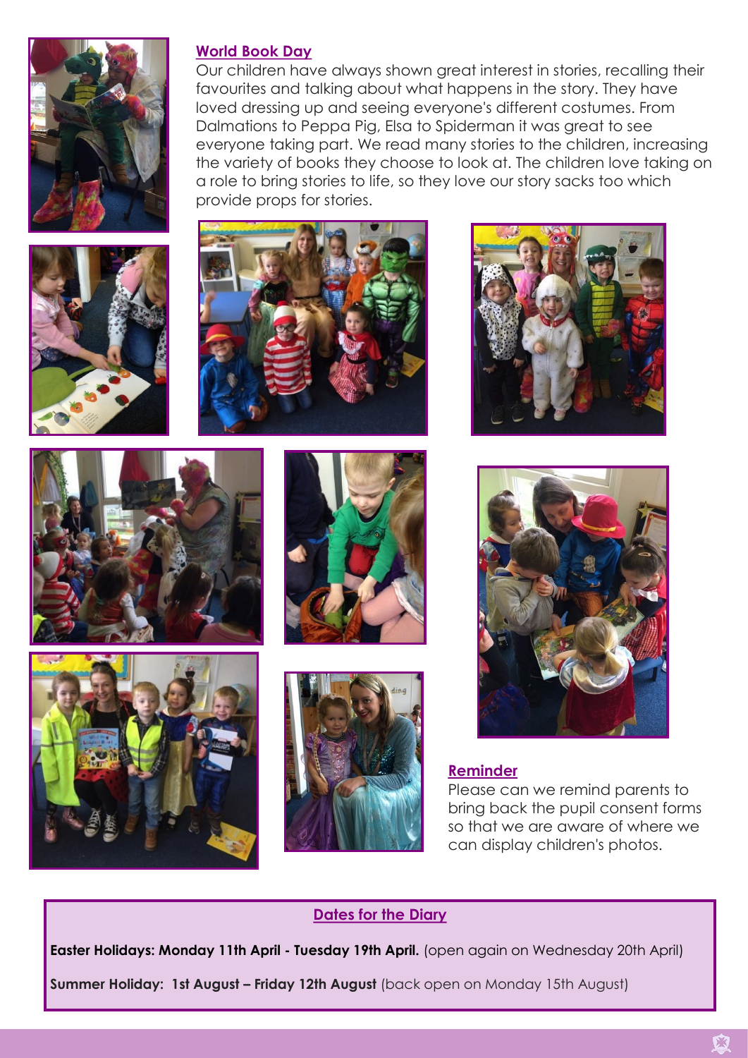## World Book Day

Our children have always shown great interest in stories, recalling their favourites and talking about what happens in the story. They have loved dressing up and seeing everyone's different costumes. From Dalmations to Peppa Pig, Elsa to Spiderman it was great to see everyone taking part. We read many stories to the children, increasing the variety of books they choose to look at. The children love taking on a role to bring stories to life, so they love our story sacks too which provide props for stories.

## Reminder

Please can we remind parents to bring back the pupil consent forms so that we are aware of where we can display children's photos.

## Dates for the Diary

**Easter Holidays: Monday 11th April - Tuesday 19th April.** (open again on Wednesday 20th April)

**Summer Holiday: 1st August – Friday 12th August** (back open on Monday 15th August)